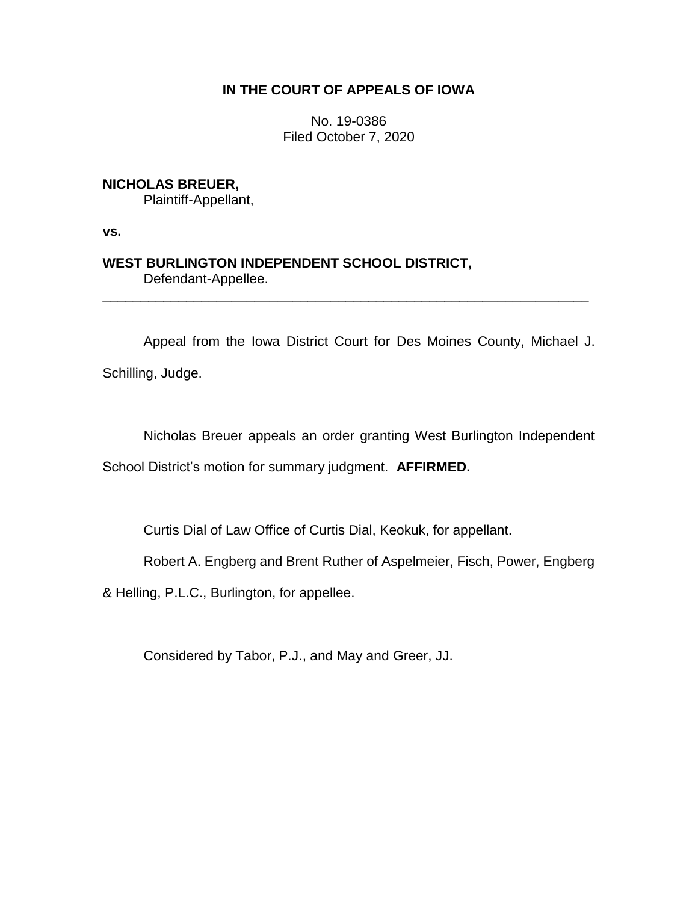**IN THE COURT OF APPEALS OF IOWA**

No. 19-0386
Filed October 7, 2020

**NICHOLAS BREUER,**
Plaintiff-Appellant,

**vs.**

**WEST BURLINGTON INDEPENDENT SCHOOL DISTRICT,**
Defendant-Appellee.

---

Appeal from the Iowa District Court for Des Moines County, Michael J. Schilling, Judge.

Nicholas Breuer appeals an order granting West Burlington Independent School District's motion for summary judgment. **AFFIRMED.**

Curtis Dial of Law Office of Curtis Dial, Keokuk, for appellant.

Robert A. Engberg and Brent Ruther of Aspelmeier, Fisch, Power, Engberg & Helling, P.L.C., Burlington, for appellee.

Considered by Tabor, P.J., and May and Greer, JJ.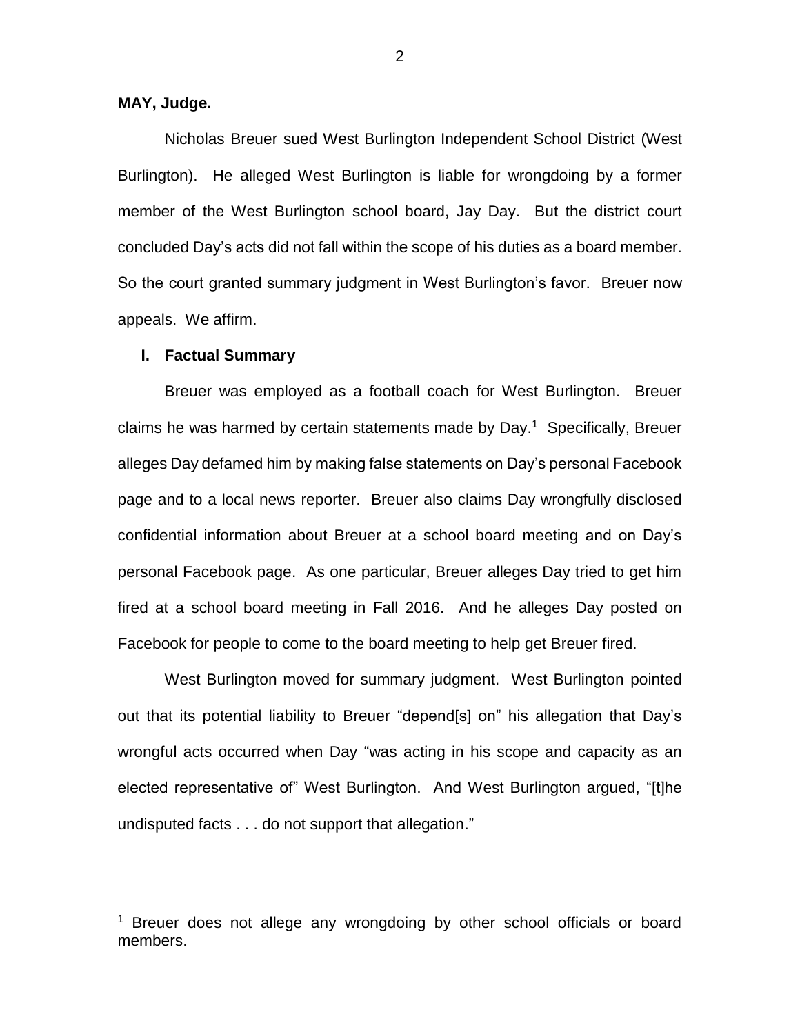**MAY, Judge.**

Nicholas Breuer sued West Burlington Independent School District (West Burlington). He alleged West Burlington is liable for wrongdoing by a former member of the West Burlington school board, Jay Day. But the district court concluded Day's acts did not fall within the scope of his duties as a board member. So the court granted summary judgment in West Burlington's favor. Breuer now appeals. We affirm.

## I. Factual Summary

Breuer was employed as a football coach for West Burlington. Breuer claims he was harmed by certain statements made by Day.[1] Specifically, Breuer alleges Day defamed him by making false statements on Day's personal Facebook page and to a local news reporter. Breuer also claims Day wrongfully disclosed confidential information about Breuer at a school board meeting and on Day's personal Facebook page. As one particular, Breuer alleges Day tried to get him fired at a school board meeting in Fall 2016. And he alleges Day posted on Facebook for people to come to the board meeting to help get Breuer fired.

West Burlington moved for summary judgment. West Burlington pointed out that its potential liability to Breuer "depend[s] on" his allegation that Day's wrongful acts occurred when Day "was acting in his scope and capacity as an elected representative of" West Burlington. And West Burlington argued, "[t]he undisputed facts . . . do not support that allegation."

[1] Breuer does not allege any wrongdoing by other school officials or board members.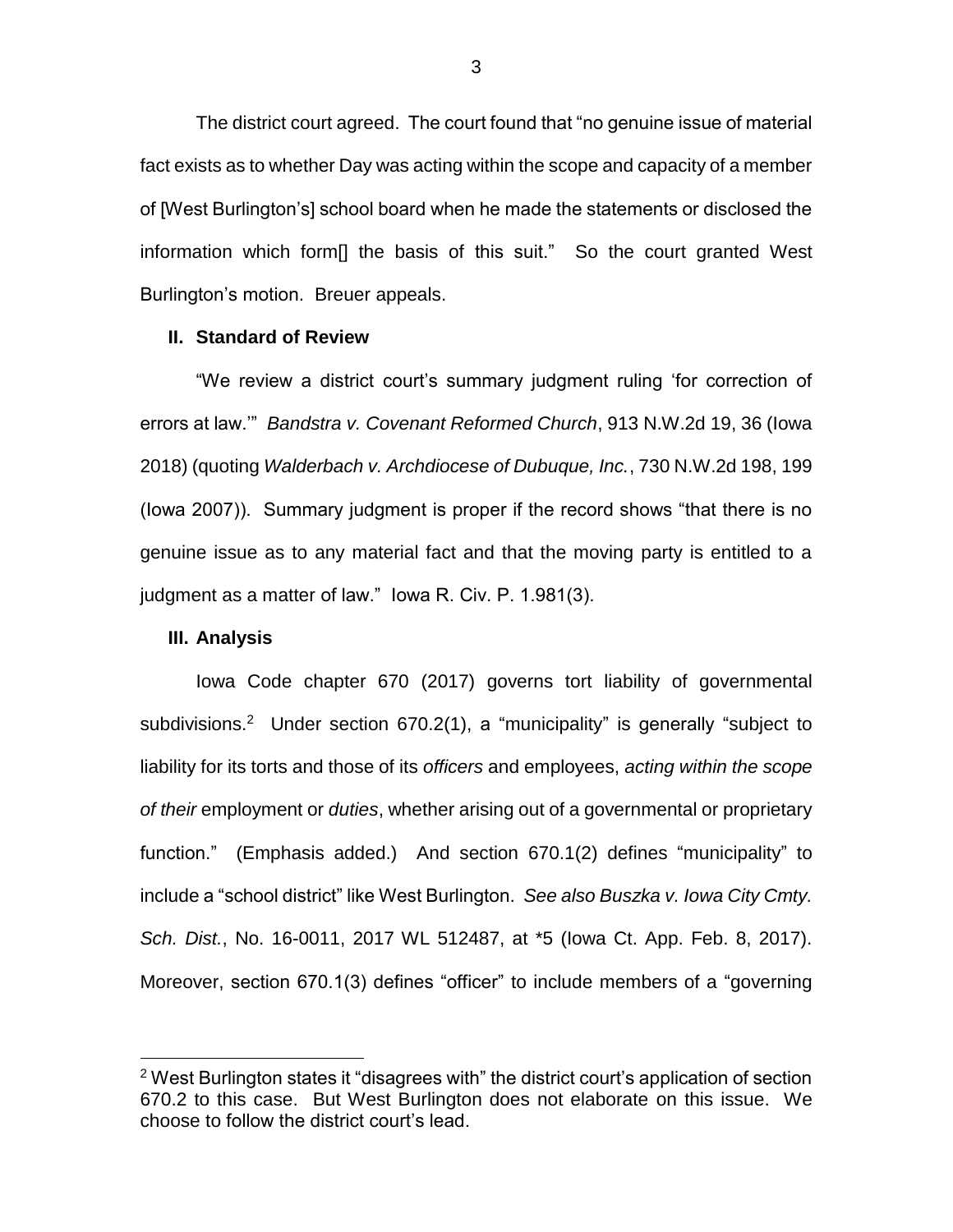The district court agreed. The court found that "no genuine issue of material fact exists as to whether Day was acting within the scope and capacity of a member of [West Burlington's] school board when he made the statements or disclosed the information which form[] the basis of this suit." So the court granted West Burlington's motion. Breuer appeals.

## II. Standard of Review

"We review a district court's summary judgment ruling 'for correction of errors at law.'" *Bandstra v. Covenant Reformed Church*, 913 N.W.2d 19, 36 (Iowa 2018) (quoting *Walderbach v. Archdiocese of Dubuque, Inc.*, 730 N.W.2d 198, 199 (Iowa 2007)). Summary judgment is proper if the record shows "that there is no genuine issue as to any material fact and that the moving party is entitled to a judgment as a matter of law." Iowa R. Civ. P. 1.981(3).

## III. Analysis

Iowa Code chapter 670 (2017) governs tort liability of governmental subdivisions.[2] Under section 670.2(1), a "municipality" is generally "subject to liability for its torts and those of its *officers* and employees, *acting within the scope of their* employment or *duties*, whether arising out of a governmental or proprietary function." (Emphasis added.) And section 670.1(2) defines "municipality" to include a "school district" like West Burlington. *See also Buszka v. Iowa City Cmty. Sch. Dist.*, No. 16-0011, 2017 WL 512487, at *5 (Iowa Ct. App. Feb. 8, 2017). Moreover, section 670.1(3) defines "officer" to include members of a "governing

[2] West Burlington states it "disagrees with" the district court's application of section 670.2 to this case. But West Burlington does not elaborate on this issue. We choose to follow the district court's lead.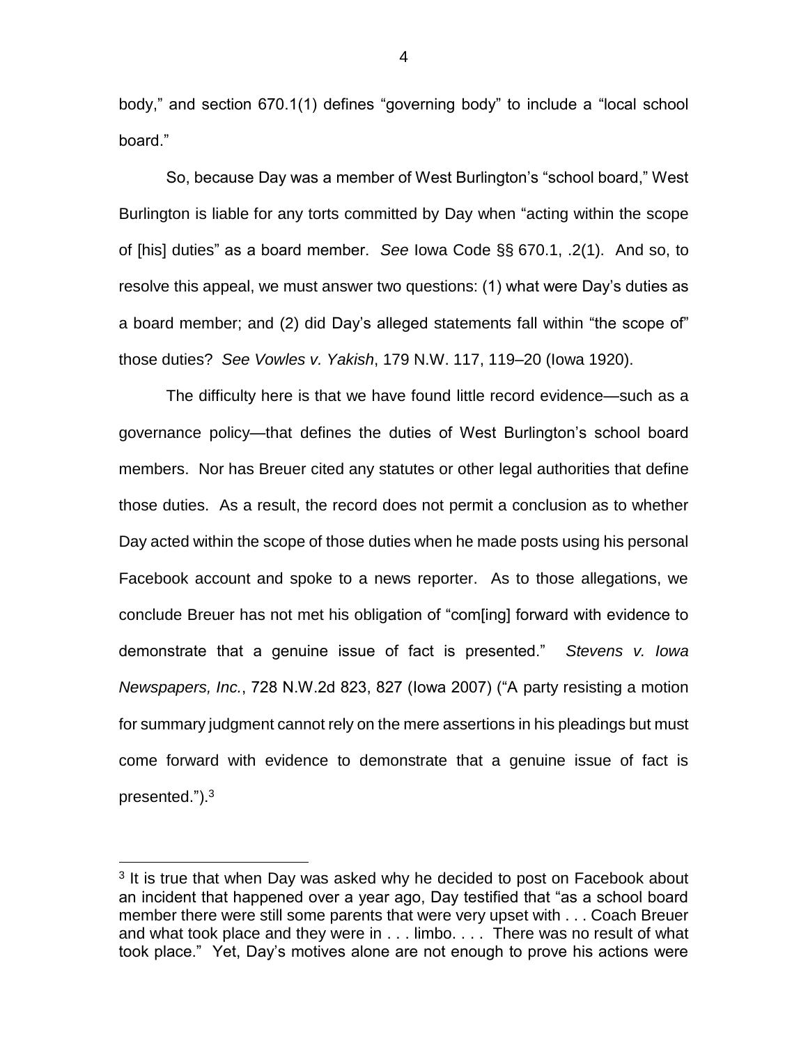body," and section 670.1(1) defines "governing body" to include a "local school board."

So, because Day was a member of West Burlington's "school board," West Burlington is liable for any torts committed by Day when "acting within the scope of [his] duties" as a board member. *See* Iowa Code §§ 670.1, .2(1). And so, to resolve this appeal, we must answer two questions: (1) what were Day's duties as a board member; and (2) did Day's alleged statements fall within "the scope of" those duties? *See Vowles v. Yakish*, 179 N.W. 117, 119–20 (Iowa 1920).

The difficulty here is that we have found little record evidence—such as a governance policy—that defines the duties of West Burlington's school board members. Nor has Breuer cited any statutes or other legal authorities that define those duties. As a result, the record does not permit a conclusion as to whether Day acted within the scope of those duties when he made posts using his personal Facebook account and spoke to a news reporter. As to those allegations, we conclude Breuer has not met his obligation of "com[ing] forward with evidence to demonstrate that a genuine issue of fact is presented." *Stevens v. Iowa Newspapers, Inc.*, 728 N.W.2d 823, 827 (Iowa 2007) ("A party resisting a motion for summary judgment cannot rely on the mere assertions in his pleadings but must come forward with evidence to demonstrate that a genuine issue of fact is presented.").[3]

---

[3] It is true that when Day was asked why he decided to post on Facebook about an incident that happened over a year ago, Day testified that "as a school board member there were still some parents that were very upset with . . . Coach Breuer and what took place and they were in . . . limbo. . . . There was no result of what took place." Yet, Day's motives alone are not enough to prove his actions were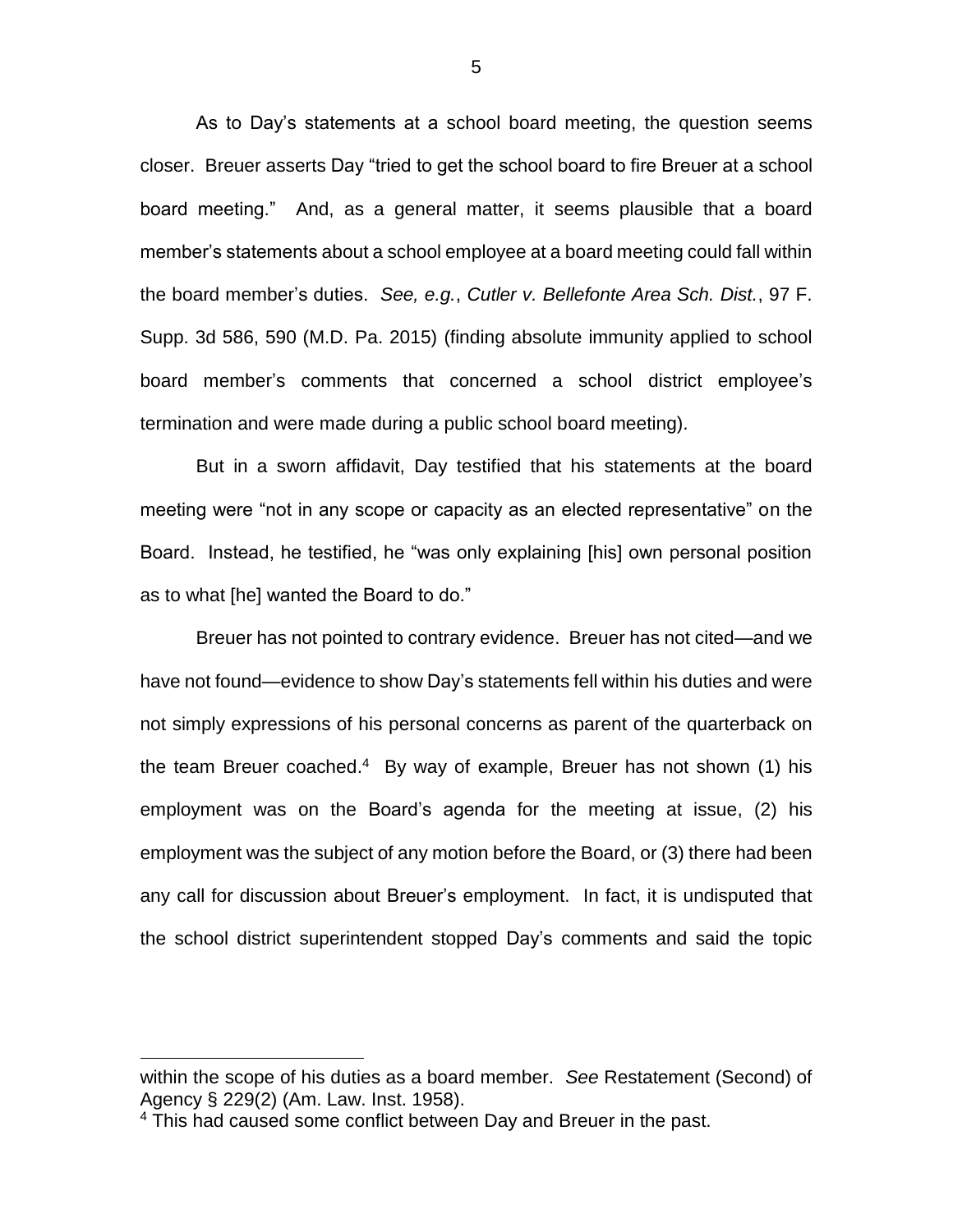As to Day's statements at a school board meeting, the question seems closer. Breuer asserts Day "tried to get the school board to fire Breuer at a school board meeting." And, as a general matter, it seems plausible that a board member's statements about a school employee at a board meeting could fall within the board member's duties. *See, e.g.*, *Cutler v. Bellefonte Area Sch. Dist.*, 97 F. Supp. 3d 586, 590 (M.D. Pa. 2015) (finding absolute immunity applied to school board member's comments that concerned a school district employee's termination and were made during a public school board meeting).

But in a sworn affidavit, Day testified that his statements at the board meeting were "not in any scope or capacity as an elected representative" on the Board. Instead, he testified, he "was only explaining [his] own personal position as to what [he] wanted the Board to do."

Breuer has not pointed to contrary evidence. Breuer has not cited—and we have not found—evidence to show Day's statements fell within his duties and were not simply expressions of his personal concerns as parent of the quarterback on the team Breuer coached.[4] By way of example, Breuer has not shown (1) his employment was on the Board's agenda for the meeting at issue, (2) his employment was the subject of any motion before the Board, or (3) there had been any call for discussion about Breuer's employment. In fact, it is undisputed that the school district superintendent stopped Day's comments and said the topic

---

within the scope of his duties as a board member. *See* Restatement (Second) of Agency § 229(2) (Am. Law. Inst. 1958).

[4] This had caused some conflict between Day and Breuer in the past.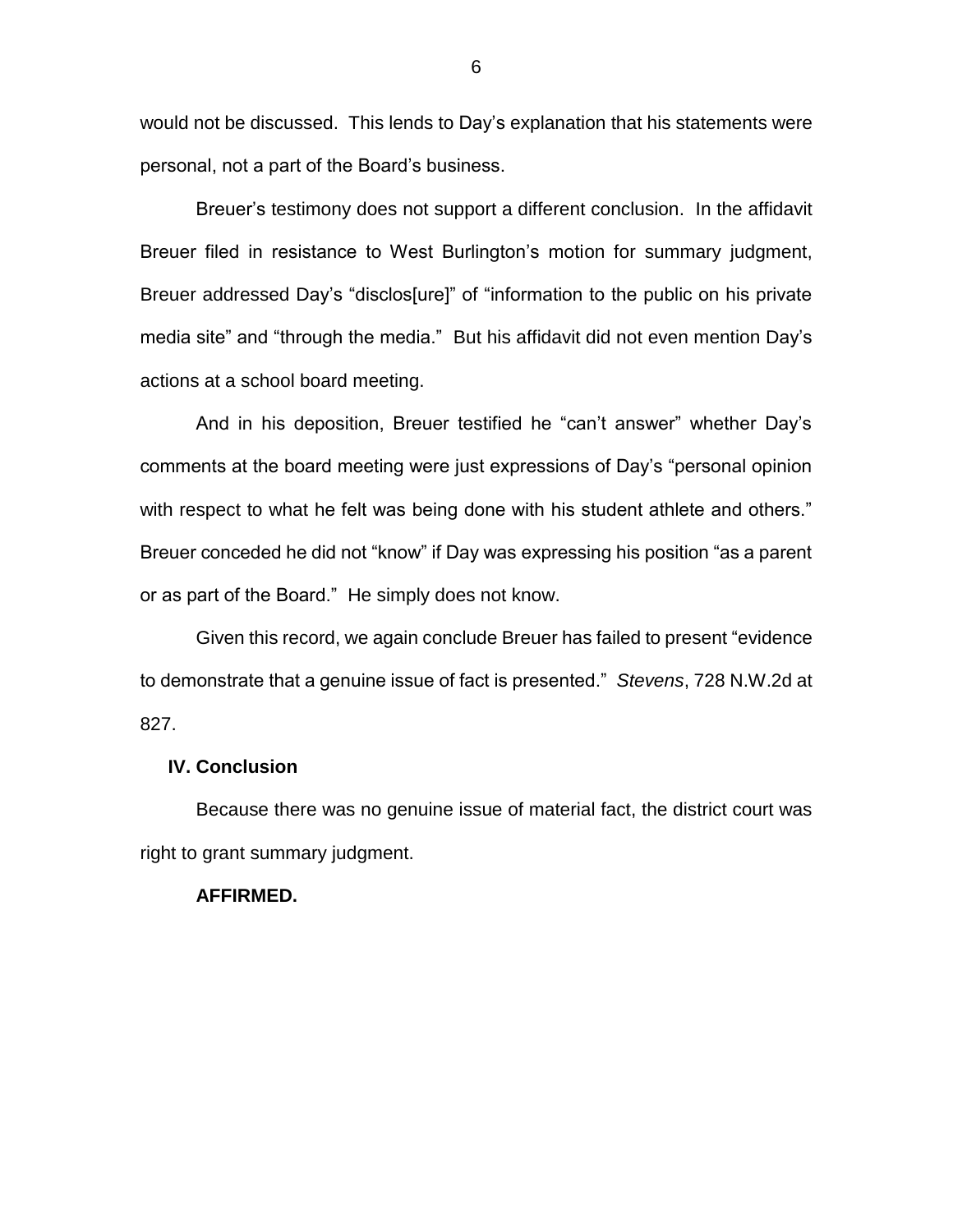would not be discussed. This lends to Day's explanation that his statements were personal, not a part of the Board's business.

Breuer's testimony does not support a different conclusion. In the affidavit Breuer filed in resistance to West Burlington's motion for summary judgment, Breuer addressed Day's "disclos[ure]" of "information to the public on his private media site" and "through the media." But his affidavit did not even mention Day's actions at a school board meeting.

And in his deposition, Breuer testified he "can't answer" whether Day's comments at the board meeting were just expressions of Day's "personal opinion with respect to what he felt was being done with his student athlete and others." Breuer conceded he did not "know" if Day was expressing his position "as a parent or as part of the Board." He simply does not know.

Given this record, we again conclude Breuer has failed to present "evidence to demonstrate that a genuine issue of fact is presented." *Stevens*, 728 N.W.2d at 827.

## IV. Conclusion

Because there was no genuine issue of material fact, the district court was right to grant summary judgment.

**AFFIRMED.**